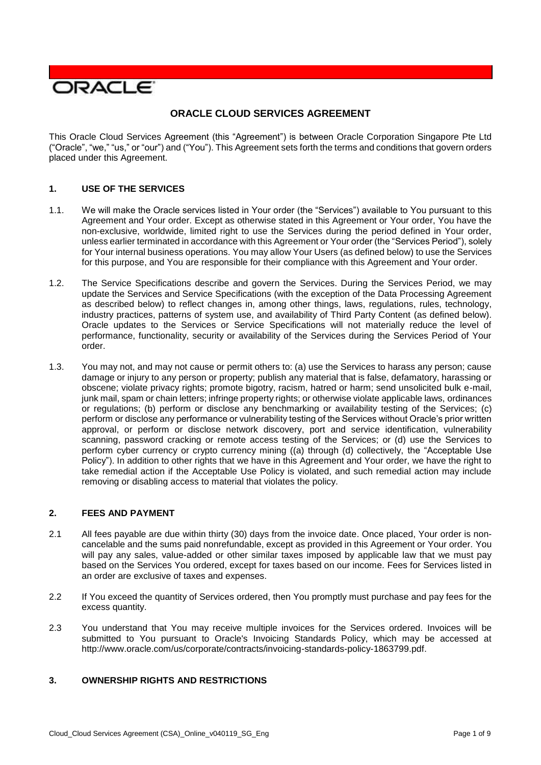ORACLE

# ORACLE CLOUD SERVICES AGREEMENT

This Oracle Cloud Services Agreement (this "Agreement") is between Oracle Corporation Singapore Pte Ltd ("Oracle", "we," "us," or "our") and ("You"). This Agreement sets forth the terms and conditions that govern orders placed under this Agreement.

## 1. USE OF THE SERVICES

1.1. We will make the Oracle services listed in Your order (the "Services") available to You pursuant to this Agreement and Your order. Except as otherwise stated in this Agreement or Your order, You have the non-exclusive, worldwide, limited right to use the Services during the period defined in Your order, unless earlier terminated in accordance with this Agreement or Your order (the "Services Period"), solely for Your internal business operations. You may allow Your Users (as defined below) to use the Services for this purpose, and You are responsible for their compliance with this Agreement and Your order.

1.2. The Service Specifications describe and govern the Services. During the Services Period, we may update the Services and Service Specifications (with the exception of the Data Processing Agreement as described below) to reflect changes in, among other things, laws, regulations, rules, technology, industry practices, patterns of system use, and availability of Third Party Content (as defined below). Oracle updates to the Services or Service Specifications will not materially reduce the level of performance, functionality, security or availability of the Services during the Services Period of Your order.

1.3. You may not, and may not cause or permit others to: (a) use the Services to harass any person; cause damage or injury to any person or property; publish any material that is false, defamatory, harassing or obscene; violate privacy rights; promote bigotry, racism, hatred or harm; send unsolicited bulk e-mail, junk mail, spam or chain letters; infringe property rights; or otherwise violate applicable laws, ordinances or regulations; (b) perform or disclose any benchmarking or availability testing of the Services; (c) perform or disclose any performance or vulnerability testing of the Services without Oracle's prior written approval, or perform or disclose network discovery, port and service identification, vulnerability scanning, password cracking or remote access testing of the Services; or (d) use the Services to perform cyber currency or crypto currency mining ((a) through (d) collectively, the "Acceptable Use Policy"). In addition to other rights that we have in this Agreement and Your order, we have the right to take remedial action if the Acceptable Use Policy is violated, and such remedial action may include removing or disabling access to material that violates the policy.

## 2. FEES AND PAYMENT

2.1 All fees payable are due within thirty (30) days from the invoice date. Once placed, Your order is non-cancelable and the sums paid nonrefundable, except as provided in this Agreement or Your order. You will pay any sales, value-added or other similar taxes imposed by applicable law that we must pay based on the Services You ordered, except for taxes based on our income. Fees for Services listed in an order are exclusive of taxes and expenses.

2.2 If You exceed the quantity of Services ordered, then You promptly must purchase and pay fees for the excess quantity.

2.3 You understand that You may receive multiple invoices for the Services ordered. Invoices will be submitted to You pursuant to Oracle's Invoicing Standards Policy, which may be accessed at http://www.oracle.com/us/corporate/contracts/invoicing-standards-policy-1863799.pdf.

## 3. OWNERSHIP RIGHTS AND RESTRICTIONS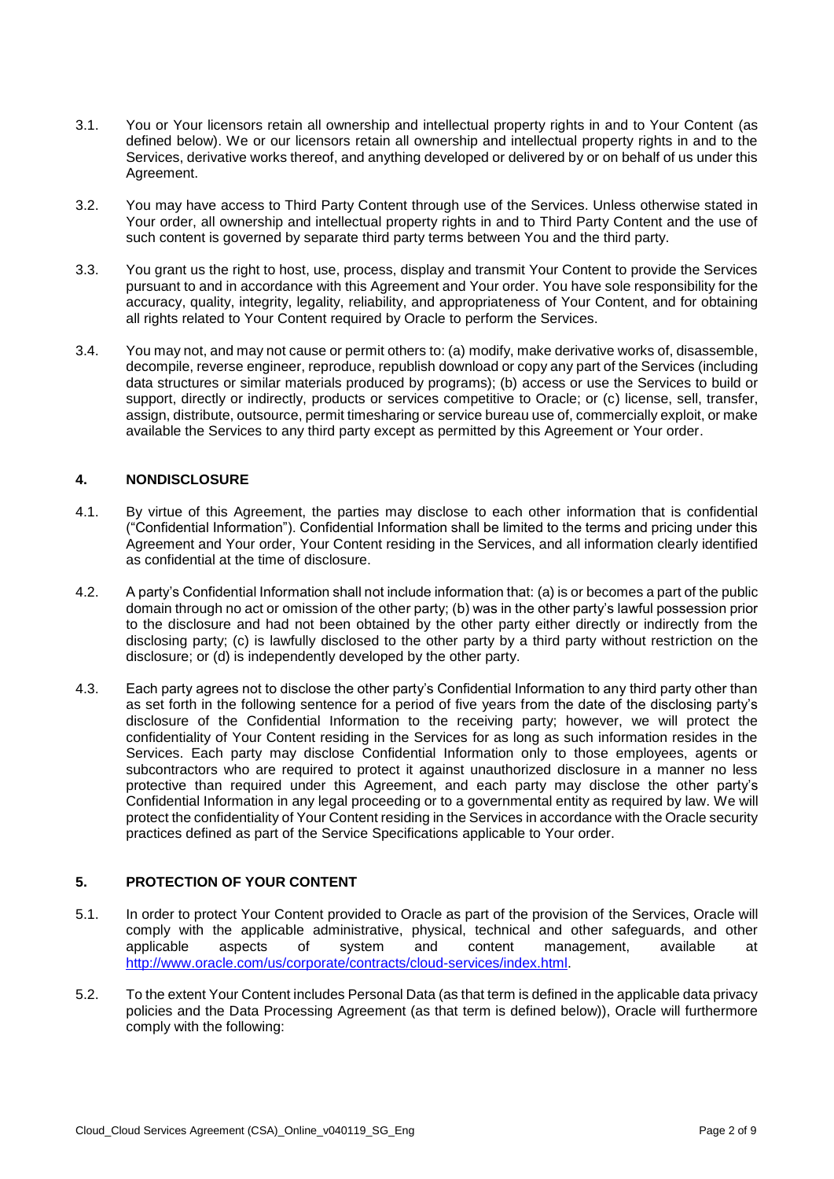3.1. You or Your licensors retain all ownership and intellectual property rights in and to Your Content (as defined below). We or our licensors retain all ownership and intellectual property rights in and to the Services, derivative works thereof, and anything developed or delivered by or on behalf of us under this Agreement.

3.2. You may have access to Third Party Content through use of the Services. Unless otherwise stated in Your order, all ownership and intellectual property rights in and to Third Party Content and the use of such content is governed by separate third party terms between You and the third party.

3.3. You grant us the right to host, use, process, display and transmit Your Content to provide the Services pursuant to and in accordance with this Agreement and Your order. You have sole responsibility for the accuracy, quality, integrity, legality, reliability, and appropriateness of Your Content, and for obtaining all rights related to Your Content required by Oracle to perform the Services.

3.4. You may not, and may not cause or permit others to: (a) modify, make derivative works of, disassemble, decompile, reverse engineer, reproduce, republish download or copy any part of the Services (including data structures or similar materials produced by programs); (b) access or use the Services to build or support, directly or indirectly, products or services competitive to Oracle; or (c) license, sell, transfer, assign, distribute, outsource, permit timesharing or service bureau use of, commercially exploit, or make available the Services to any third party except as permitted by this Agreement or Your order.

## 4. NONDISCLOSURE

4.1. By virtue of this Agreement, the parties may disclose to each other information that is confidential ("Confidential Information"). Confidential Information shall be limited to the terms and pricing under this Agreement and Your order, Your Content residing in the Services, and all information clearly identified as confidential at the time of disclosure.

4.2. A party's Confidential Information shall not include information that: (a) is or becomes a part of the public domain through no act or omission of the other party; (b) was in the other party's lawful possession prior to the disclosure and had not been obtained by the other party either directly or indirectly from the disclosing party; (c) is lawfully disclosed to the other party by a third party without restriction on the disclosure; or (d) is independently developed by the other party.

4.3. Each party agrees not to disclose the other party's Confidential Information to any third party other than as set forth in the following sentence for a period of five years from the date of the disclosing party's disclosure of the Confidential Information to the receiving party; however, we will protect the confidentiality of Your Content residing in the Services for as long as such information resides in the Services. Each party may disclose Confidential Information only to those employees, agents or subcontractors who are required to protect it against unauthorized disclosure in a manner no less protective than required under this Agreement, and each party may disclose the other party's Confidential Information in any legal proceeding or to a governmental entity as required by law. We will protect the confidentiality of Your Content residing in the Services in accordance with the Oracle security practices defined as part of the Service Specifications applicable to Your order.

## 5. PROTECTION OF YOUR CONTENT

5.1. In order to protect Your Content provided to Oracle as part of the provision of the Services, Oracle will comply with the applicable administrative, physical, technical and other safeguards, and other applicable aspects of system and content management, available at http://www.oracle.com/us/corporate/contracts/cloud-services/index.html.

5.2. To the extent Your Content includes Personal Data (as that term is defined in the applicable data privacy policies and the Data Processing Agreement (as that term is defined below)), Oracle will furthermore comply with the following: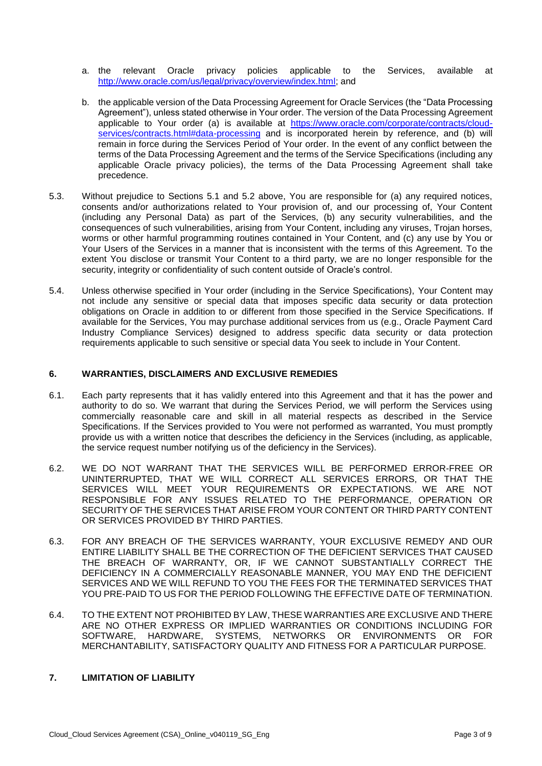a. the relevant Oracle privacy policies applicable to the Services, available at [http://www.oracle.com/us/legal/privacy/overview/index.html](http://www.oracle.com/us/legal/privacy/overview/index.html); and

b. the applicable version of the Data Processing Agreement for Oracle Services (the "Data Processing Agreement"), unless stated otherwise in Your order. The version of the Data Processing Agreement applicable to Your order (a) is available at [https://www.oracle.com/corporate/contracts/cloud-services/contracts.html#data-processing](https://www.oracle.com/corporate/contracts/cloud-services/contracts.html#data-processing) and is incorporated herein by reference, and (b) will remain in force during the Services Period of Your order. In the event of any conflict between the terms of the Data Processing Agreement and the terms of the Service Specifications (including any applicable Oracle privacy policies), the terms of the Data Processing Agreement shall take precedence.

5.3. Without prejudice to Sections 5.1 and 5.2 above, You are responsible for (a) any required notices, consents and/or authorizations related to Your provision of, and our processing of, Your Content (including any Personal Data) as part of the Services, (b) any security vulnerabilities, and the consequences of such vulnerabilities, arising from Your Content, including any viruses, Trojan horses, worms or other harmful programming routines contained in Your Content, and (c) any use by You or Your Users of the Services in a manner that is inconsistent with the terms of this Agreement. To the extent You disclose or transmit Your Content to a third party, we are no longer responsible for the security, integrity or confidentiality of such content outside of Oracle's control.

5.4. Unless otherwise specified in Your order (including in the Service Specifications), Your Content may not include any sensitive or special data that imposes specific data security or data protection obligations on Oracle in addition to or different from those specified in the Service Specifications. If available for the Services, You may purchase additional services from us (e.g., Oracle Payment Card Industry Compliance Services) designed to address specific data security or data protection requirements applicable to such sensitive or special data You seek to include in Your Content.

## 6. WARRANTIES, DISCLAIMERS AND EXCLUSIVE REMEDIES

6.1. Each party represents that it has validly entered into this Agreement and that it has the power and authority to do so. We warrant that during the Services Period, we will perform the Services using commercially reasonable care and skill in all material respects as described in the Service Specifications. If the Services provided to You were not performed as warranted, You must promptly provide us with a written notice that describes the deficiency in the Services (including, as applicable, the service request number notifying us of the deficiency in the Services).

6.2. WE DO NOT WARRANT THAT THE SERVICES WILL BE PERFORMED ERROR-FREE OR UNINTERRUPTED, THAT WE WILL CORRECT ALL SERVICES ERRORS, OR THAT THE SERVICES WILL MEET YOUR REQUIREMENTS OR EXPECTATIONS. WE ARE NOT RESPONSIBLE FOR ANY ISSUES RELATED TO THE PERFORMANCE, OPERATION OR SECURITY OF THE SERVICES THAT ARISE FROM YOUR CONTENT OR THIRD PARTY CONTENT OR SERVICES PROVIDED BY THIRD PARTIES.

6.3. FOR ANY BREACH OF THE SERVICES WARRANTY, YOUR EXCLUSIVE REMEDY AND OUR ENTIRE LIABILITY SHALL BE THE CORRECTION OF THE DEFICIENT SERVICES THAT CAUSED THE BREACH OF WARRANTY, OR, IF WE CANNOT SUBSTANTIALLY CORRECT THE DEFICIENCY IN A COMMERCIALLY REASONABLE MANNER, YOU MAY END THE DEFICIENT SERVICES AND WE WILL REFUND TO YOU THE FEES FOR THE TERMINATED SERVICES THAT YOU PRE-PAID TO US FOR THE PERIOD FOLLOWING THE EFFECTIVE DATE OF TERMINATION.

6.4. TO THE EXTENT NOT PROHIBITED BY LAW, THESE WARRANTIES ARE EXCLUSIVE AND THERE ARE NO OTHER EXPRESS OR IMPLIED WARRANTIES OR CONDITIONS INCLUDING FOR SOFTWARE, HARDWARE, SYSTEMS, NETWORKS OR ENVIRONMENTS OR FOR MERCHANTABILITY, SATISFACTORY QUALITY AND FITNESS FOR A PARTICULAR PURPOSE.

## 7. LIMITATION OF LIABILITY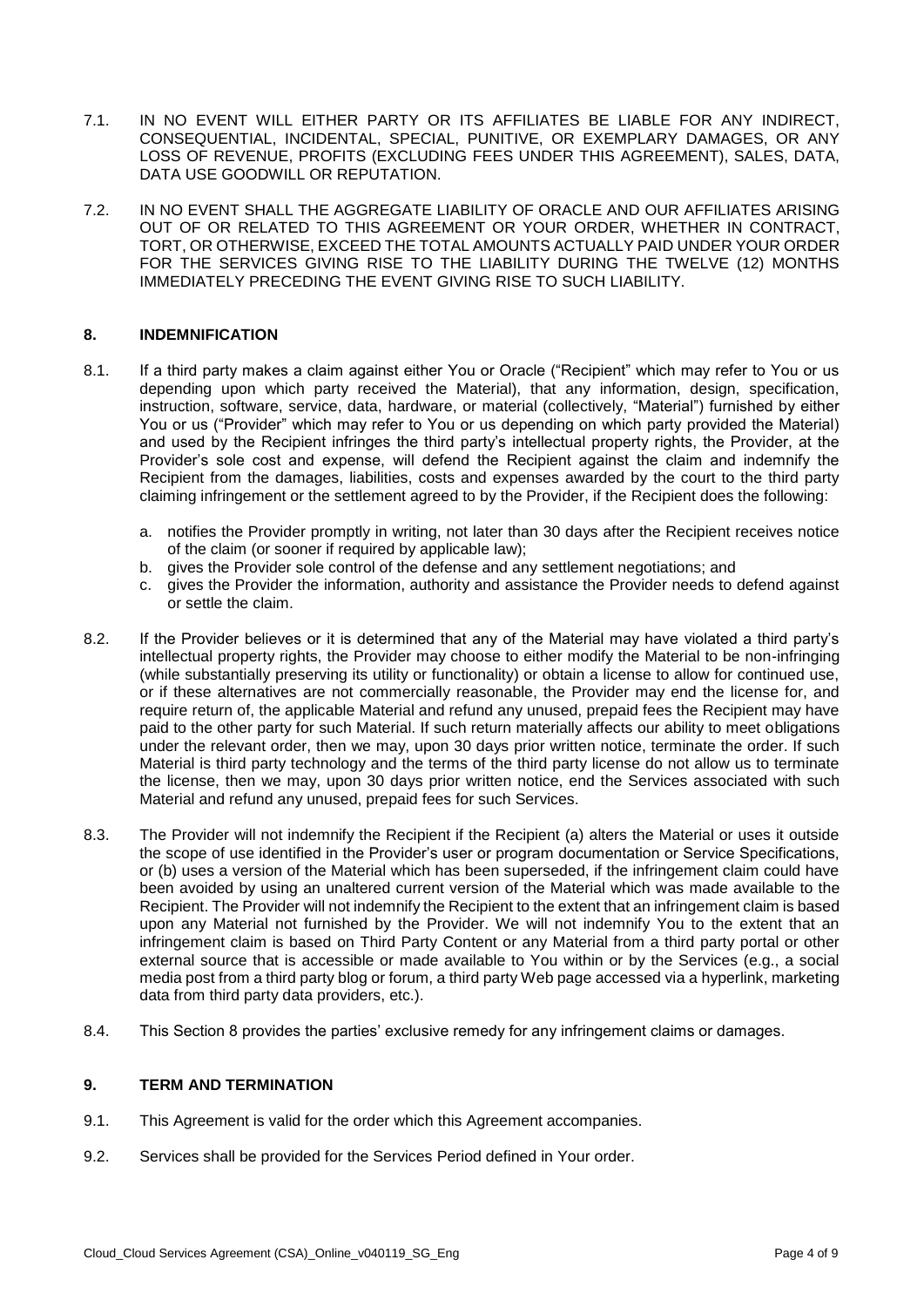7.1. IN NO EVENT WILL EITHER PARTY OR ITS AFFILIATES BE LIABLE FOR ANY INDIRECT, CONSEQUENTIAL, INCIDENTAL, SPECIAL, PUNITIVE, OR EXEMPLARY DAMAGES, OR ANY LOSS OF REVENUE, PROFITS (EXCLUDING FEES UNDER THIS AGREEMENT), SALES, DATA, DATA USE GOODWILL OR REPUTATION.

7.2. IN NO EVENT SHALL THE AGGREGATE LIABILITY OF ORACLE AND OUR AFFILIATES ARISING OUT OF OR RELATED TO THIS AGREEMENT OR YOUR ORDER, WHETHER IN CONTRACT, TORT, OR OTHERWISE, EXCEED THE TOTAL AMOUNTS ACTUALLY PAID UNDER YOUR ORDER FOR THE SERVICES GIVING RISE TO THE LIABILITY DURING THE TWELVE (12) MONTHS IMMEDIATELY PRECEDING THE EVENT GIVING RISE TO SUCH LIABILITY.

## 8. INDEMNIFICATION

8.1. If a third party makes a claim against either You or Oracle ("Recipient" which may refer to You or us depending upon which party received the Material), that any information, design, specification, instruction, software, service, data, hardware, or material (collectively, "Material") furnished by either You or us ("Provider" which may refer to You or us depending on which party provided the Material) and used by the Recipient infringes the third party's intellectual property rights, the Provider, at the Provider's sole cost and expense, will defend the Recipient against the claim and indemnify the Recipient from the damages, liabilities, costs and expenses awarded by the court to the third party claiming infringement or the settlement agreed to by the Provider, if the Recipient does the following:

a. notifies the Provider promptly in writing, not later than 30 days after the Recipient receives notice of the claim (or sooner if required by applicable law);
b. gives the Provider sole control of the defense and any settlement negotiations; and
c. gives the Provider the information, authority and assistance the Provider needs to defend against or settle the claim.

8.2. If the Provider believes or it is determined that any of the Material may have violated a third party's intellectual property rights, the Provider may choose to either modify the Material to be non-infringing (while substantially preserving its utility or functionality) or obtain a license to allow for continued use, or if these alternatives are not commercially reasonable, the Provider may end the license for, and require return of, the applicable Material and refund any unused, prepaid fees the Recipient may have paid to the other party for such Material. If such return materially affects our ability to meet obligations under the relevant order, then we may, upon 30 days prior written notice, terminate the order. If such Material is third party technology and the terms of the third party license do not allow us to terminate the license, then we may, upon 30 days prior written notice, end the Services associated with such Material and refund any unused, prepaid fees for such Services.

8.3. The Provider will not indemnify the Recipient if the Recipient (a) alters the Material or uses it outside the scope of use identified in the Provider's user or program documentation or Service Specifications, or (b) uses a version of the Material which has been superseded, if the infringement claim could have been avoided by using an unaltered current version of the Material which was made available to the Recipient. The Provider will not indemnify the Recipient to the extent that an infringement claim is based upon any Material not furnished by the Provider. We will not indemnify You to the extent that an infringement claim is based on Third Party Content or any Material from a third party portal or other external source that is accessible or made available to You within or by the Services (e.g., a social media post from a third party blog or forum, a third party Web page accessed via a hyperlink, marketing data from third party data providers, etc.).

8.4. This Section 8 provides the parties' exclusive remedy for any infringement claims or damages.

## 9. TERM AND TERMINATION

9.1. This Agreement is valid for the order which this Agreement accompanies.

9.2. Services shall be provided for the Services Period defined in Your order.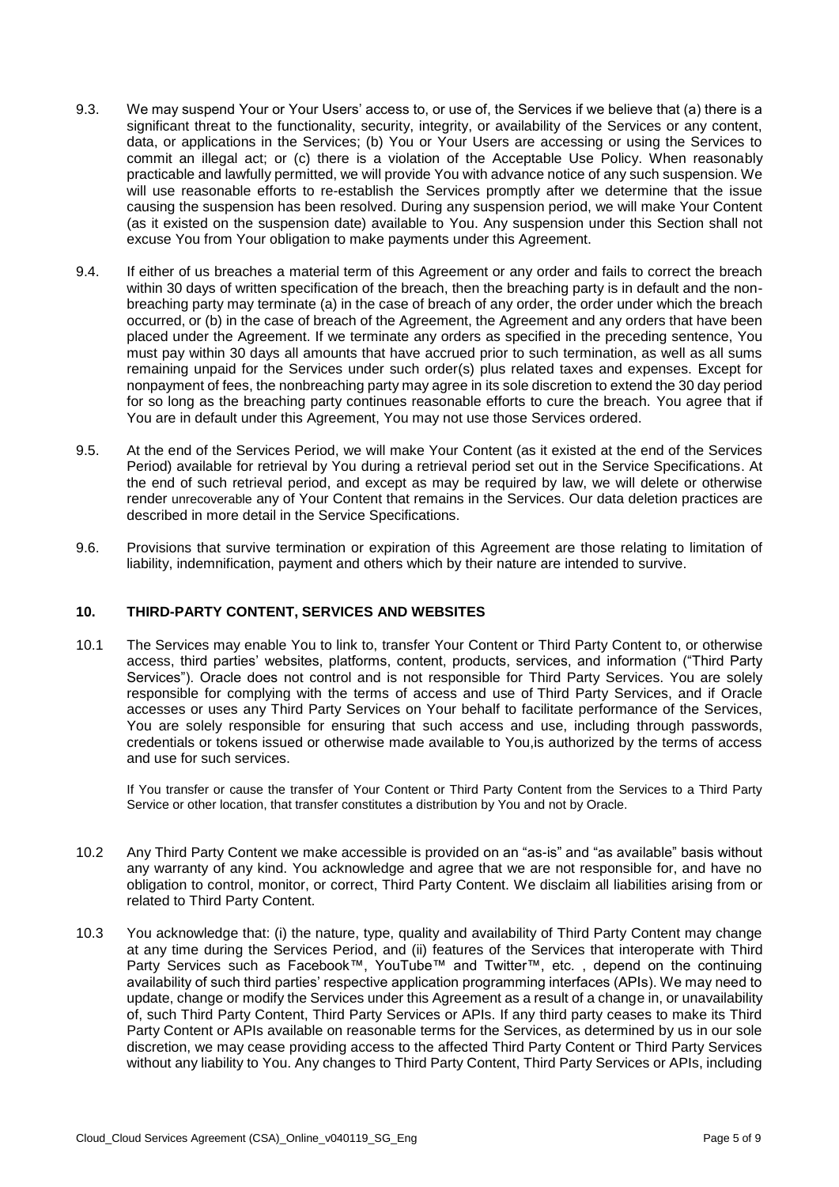9.3. We may suspend Your or Your Users' access to, or use of, the Services if we believe that (a) there is a significant threat to the functionality, security, integrity, or availability of the Services or any content, data, or applications in the Services; (b) You or Your Users are accessing or using the Services to commit an illegal act; or (c) there is a violation of the Acceptable Use Policy. When reasonably practicable and lawfully permitted, we will provide You with advance notice of any such suspension. We will use reasonable efforts to re-establish the Services promptly after we determine that the issue causing the suspension has been resolved. During any suspension period, we will make Your Content (as it existed on the suspension date) available to You. Any suspension under this Section shall not excuse You from Your obligation to make payments under this Agreement.

9.4. If either of us breaches a material term of this Agreement or any order and fails to correct the breach within 30 days of written specification of the breach, then the breaching party is in default and the non-breaching party may terminate (a) in the case of breach of any order, the order under which the breach occurred, or (b) in the case of breach of the Agreement, the Agreement and any orders that have been placed under the Agreement. If we terminate any orders as specified in the preceding sentence, You must pay within 30 days all amounts that have accrued prior to such termination, as well as all sums remaining unpaid for the Services under such order(s) plus related taxes and expenses. Except for nonpayment of fees, the nonbreaching party may agree in its sole discretion to extend the 30 day period for so long as the breaching party continues reasonable efforts to cure the breach. You agree that if You are in default under this Agreement, You may not use those Services ordered.

9.5. At the end of the Services Period, we will make Your Content (as it existed at the end of the Services Period) available for retrieval by You during a retrieval period set out in the Service Specifications. At the end of such retrieval period, and except as may be required by law, we will delete or otherwise render unrecoverable any of Your Content that remains in the Services. Our data deletion practices are described in more detail in the Service Specifications.

9.6. Provisions that survive termination or expiration of this Agreement are those relating to limitation of liability, indemnification, payment and others which by their nature are intended to survive.

## 10. THIRD-PARTY CONTENT, SERVICES AND WEBSITES

10.1 The Services may enable You to link to, transfer Your Content or Third Party Content to, or otherwise access, third parties' websites, platforms, content, products, services, and information ("Third Party Services"). Oracle does not control and is not responsible for Third Party Services. You are solely responsible for complying with the terms of access and use of Third Party Services, and if Oracle accesses or uses any Third Party Services on Your behalf to facilitate performance of the Services, You are solely responsible for ensuring that such access and use, including through passwords, credentials or tokens issued or otherwise made available to You,is authorized by the terms of access and use for such services.

If You transfer or cause the transfer of Your Content or Third Party Content from the Services to a Third Party Service or other location, that transfer constitutes a distribution by You and not by Oracle.

10.2 Any Third Party Content we make accessible is provided on an "as-is" and "as available" basis without any warranty of any kind. You acknowledge and agree that we are not responsible for, and have no obligation to control, monitor, or correct, Third Party Content. We disclaim all liabilities arising from or related to Third Party Content.

10.3 You acknowledge that: (i) the nature, type, quality and availability of Third Party Content may change at any time during the Services Period, and (ii) features of the Services that interoperate with Third Party Services such as Facebook™, YouTube™ and Twitter™, etc. , depend on the continuing availability of such third parties' respective application programming interfaces (APIs). We may need to update, change or modify the Services under this Agreement as a result of a change in, or unavailability of, such Third Party Content, Third Party Services or APIs. If any third party ceases to make its Third Party Content or APIs available on reasonable terms for the Services, as determined by us in our sole discretion, we may cease providing access to the affected Third Party Content or Third Party Services without any liability to You. Any changes to Third Party Content, Third Party Services or APIs, including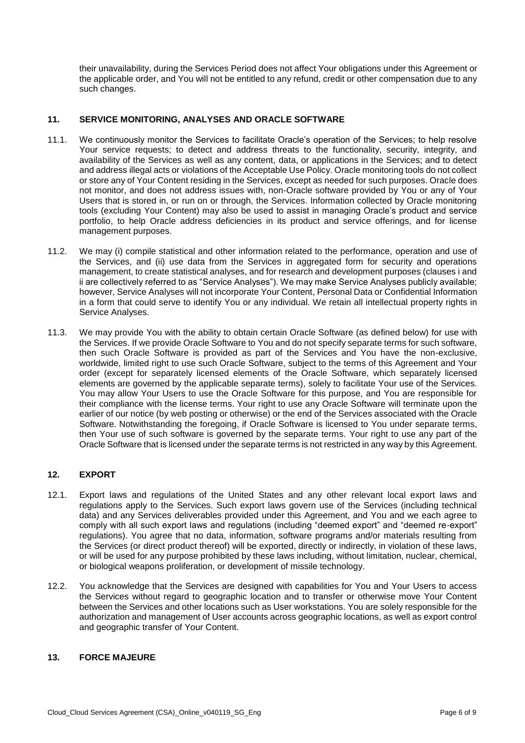their unavailability, during the Services Period does not affect Your obligations under this Agreement or the applicable order, and You will not be entitled to any refund, credit or other compensation due to any such changes.

## 11. SERVICE MONITORING, ANALYSES AND ORACLE SOFTWARE

11.1. We continuously monitor the Services to facilitate Oracle's operation of the Services; to help resolve Your service requests; to detect and address threats to the functionality, security, integrity, and availability of the Services as well as any content, data, or applications in the Services; and to detect and address illegal acts or violations of the Acceptable Use Policy. Oracle monitoring tools do not collect or store any of Your Content residing in the Services, except as needed for such purposes. Oracle does not monitor, and does not address issues with, non-Oracle software provided by You or any of Your Users that is stored in, or run on or through, the Services. Information collected by Oracle monitoring tools (excluding Your Content) may also be used to assist in managing Oracle's product and service portfolio, to help Oracle address deficiencies in its product and service offerings, and for license management purposes.

11.2. We may (i) compile statistical and other information related to the performance, operation and use of the Services, and (ii) use data from the Services in aggregated form for security and operations management, to create statistical analyses, and for research and development purposes (clauses i and ii are collectively referred to as "Service Analyses"). We may make Service Analyses publicly available; however, Service Analyses will not incorporate Your Content, Personal Data or Confidential Information in a form that could serve to identify You or any individual. We retain all intellectual property rights in Service Analyses.

11.3. We may provide You with the ability to obtain certain Oracle Software (as defined below) for use with the Services. If we provide Oracle Software to You and do not specify separate terms for such software, then such Oracle Software is provided as part of the Services and You have the non-exclusive, worldwide, limited right to use such Oracle Software, subject to the terms of this Agreement and Your order (except for separately licensed elements of the Oracle Software, which separately licensed elements are governed by the applicable separate terms), solely to facilitate Your use of the Services. You may allow Your Users to use the Oracle Software for this purpose, and You are responsible for their compliance with the license terms. Your right to use any Oracle Software will terminate upon the earlier of our notice (by web posting or otherwise) or the end of the Services associated with the Oracle Software. Notwithstanding the foregoing, if Oracle Software is licensed to You under separate terms, then Your use of such software is governed by the separate terms. Your right to use any part of the Oracle Software that is licensed under the separate terms is not restricted in any way by this Agreement.

## 12. EXPORT

12.1. Export laws and regulations of the United States and any other relevant local export laws and regulations apply to the Services. Such export laws govern use of the Services (including technical data) and any Services deliverables provided under this Agreement, and You and we each agree to comply with all such export laws and regulations (including "deemed export" and "deemed re-export" regulations). You agree that no data, information, software programs and/or materials resulting from the Services (or direct product thereof) will be exported, directly or indirectly, in violation of these laws, or will be used for any purpose prohibited by these laws including, without limitation, nuclear, chemical, or biological weapons proliferation, or development of missile technology.

12.2. You acknowledge that the Services are designed with capabilities for You and Your Users to access the Services without regard to geographic location and to transfer or otherwise move Your Content between the Services and other locations such as User workstations. You are solely responsible for the authorization and management of User accounts across geographic locations, as well as export control and geographic transfer of Your Content.

## 13. FORCE MAJEURE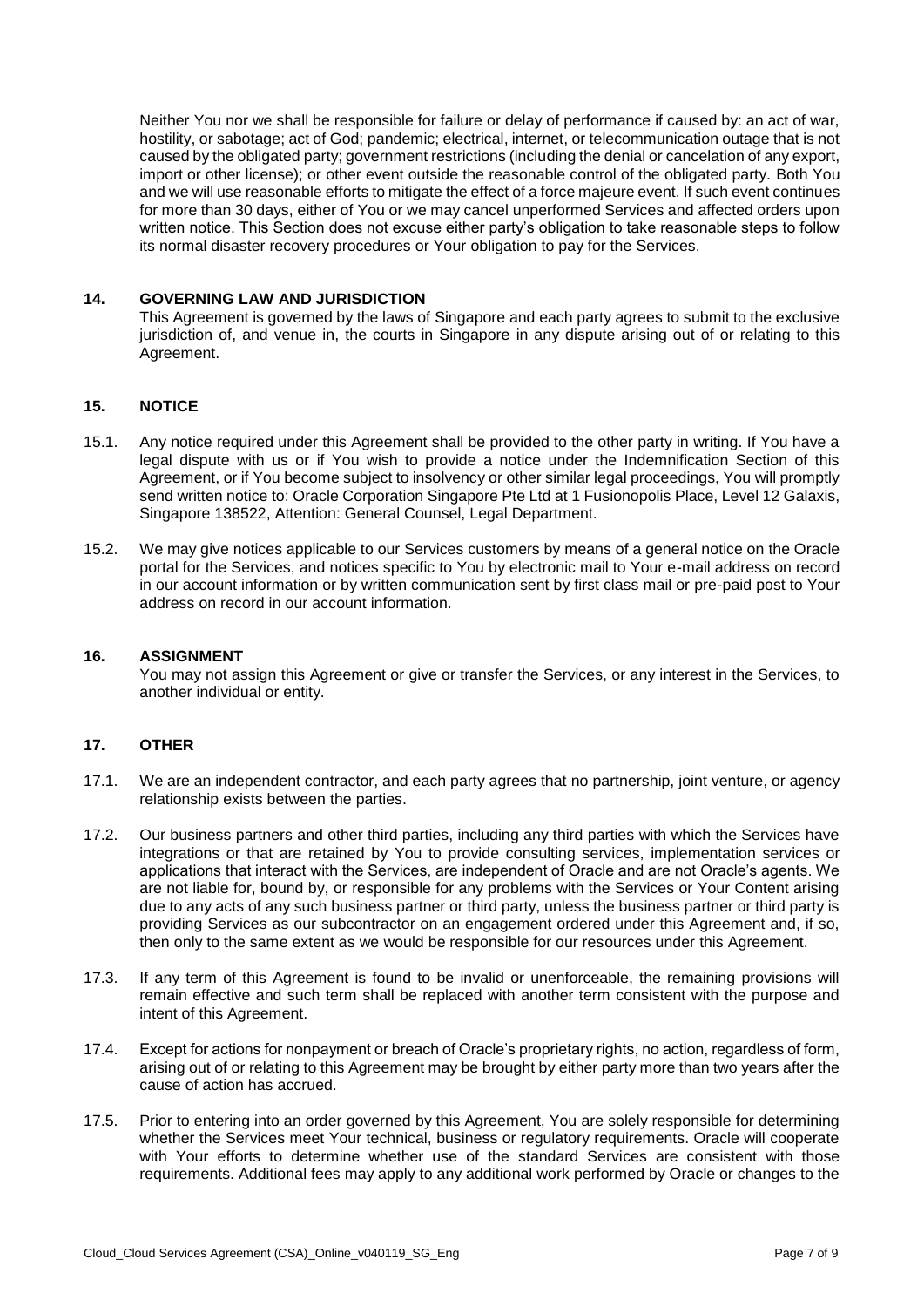Neither You nor we shall be responsible for failure or delay of performance if caused by: an act of war, hostility, or sabotage; act of God; pandemic; electrical, internet, or telecommunication outage that is not caused by the obligated party; government restrictions (including the denial or cancelation of any export, import or other license); or other event outside the reasonable control of the obligated party. Both You and we will use reasonable efforts to mitigate the effect of a force majeure event. If such event continues for more than 30 days, either of You or we may cancel unperformed Services and affected orders upon written notice. This Section does not excuse either party's obligation to take reasonable steps to follow its normal disaster recovery procedures or Your obligation to pay for the Services.

## 14. GOVERNING LAW AND JURISDICTION

This Agreement is governed by the laws of Singapore and each party agrees to submit to the exclusive jurisdiction of, and venue in, the courts in Singapore in any dispute arising out of or relating to this Agreement.

## 15. NOTICE

15.1. Any notice required under this Agreement shall be provided to the other party in writing. If You have a legal dispute with us or if You wish to provide a notice under the Indemnification Section of this Agreement, or if You become subject to insolvency or other similar legal proceedings, You will promptly send written notice to: Oracle Corporation Singapore Pte Ltd at 1 Fusionopolis Place, Level 12 Galaxis, Singapore 138522, Attention: General Counsel, Legal Department.

15.2. We may give notices applicable to our Services customers by means of a general notice on the Oracle portal for the Services, and notices specific to You by electronic mail to Your e-mail address on record in our account information or by written communication sent by first class mail or pre-paid post to Your address on record in our account information.

## 16. ASSIGNMENT

You may not assign this Agreement or give or transfer the Services, or any interest in the Services, to another individual or entity.

## 17. OTHER

17.1. We are an independent contractor, and each party agrees that no partnership, joint venture, or agency relationship exists between the parties.

17.2. Our business partners and other third parties, including any third parties with which the Services have integrations or that are retained by You to provide consulting services, implementation services or applications that interact with the Services, are independent of Oracle and are not Oracle's agents. We are not liable for, bound by, or responsible for any problems with the Services or Your Content arising due to any acts of any such business partner or third party, unless the business partner or third party is providing Services as our subcontractor on an engagement ordered under this Agreement and, if so, then only to the same extent as we would be responsible for our resources under this Agreement.

17.3. If any term of this Agreement is found to be invalid or unenforceable, the remaining provisions will remain effective and such term shall be replaced with another term consistent with the purpose and intent of this Agreement.

17.4. Except for actions for nonpayment or breach of Oracle's proprietary rights, no action, regardless of form, arising out of or relating to this Agreement may be brought by either party more than two years after the cause of action has accrued.

17.5. Prior to entering into an order governed by this Agreement, You are solely responsible for determining whether the Services meet Your technical, business or regulatory requirements. Oracle will cooperate with Your efforts to determine whether use of the standard Services are consistent with those requirements. Additional fees may apply to any additional work performed by Oracle or changes to the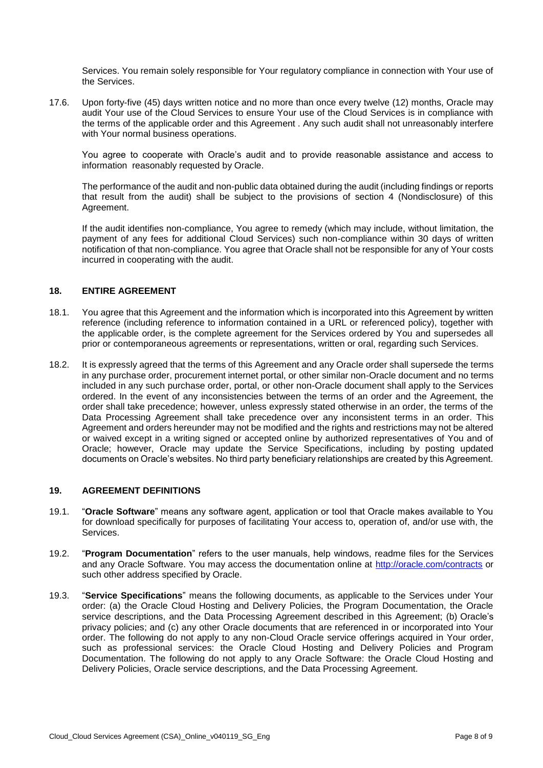Services. You remain solely responsible for Your regulatory compliance in connection with Your use of the Services.

17.6. Upon forty-five (45) days written notice and no more than once every twelve (12) months, Oracle may audit Your use of the Cloud Services to ensure Your use of the Cloud Services is in compliance with the terms of the applicable order and this Agreement . Any such audit shall not unreasonably interfere with Your normal business operations.

You agree to cooperate with Oracle's audit and to provide reasonable assistance and access to information reasonably requested by Oracle.

The performance of the audit and non-public data obtained during the audit (including findings or reports that result from the audit) shall be subject to the provisions of section 4 (Nondisclosure) of this Agreement.

If the audit identifies non-compliance, You agree to remedy (which may include, without limitation, the payment of any fees for additional Cloud Services) such non-compliance within 30 days of written notification of that non-compliance. You agree that Oracle shall not be responsible for any of Your costs incurred in cooperating with the audit.

## 18. ENTIRE AGREEMENT

18.1. You agree that this Agreement and the information which is incorporated into this Agreement by written reference (including reference to information contained in a URL or referenced policy), together with the applicable order, is the complete agreement for the Services ordered by You and supersedes all prior or contemporaneous agreements or representations, written or oral, regarding such Services.

18.2. It is expressly agreed that the terms of this Agreement and any Oracle order shall supersede the terms in any purchase order, procurement internet portal, or other similar non-Oracle document and no terms included in any such purchase order, portal, or other non-Oracle document shall apply to the Services ordered. In the event of any inconsistencies between the terms of an order and the Agreement, the order shall take precedence; however, unless expressly stated otherwise in an order, the terms of the Data Processing Agreement shall take precedence over any inconsistent terms in an order. This Agreement and orders hereunder may not be modified and the rights and restrictions may not be altered or waived except in a writing signed or accepted online by authorized representatives of You and of Oracle; however, Oracle may update the Service Specifications, including by posting updated documents on Oracle's websites. No third party beneficiary relationships are created by this Agreement.

## 19. AGREEMENT DEFINITIONS

19.1. "**Oracle Software**" means any software agent, application or tool that Oracle makes available to You for download specifically for purposes of facilitating Your access to, operation of, and/or use with, the Services.

19.2. "**Program Documentation**" refers to the user manuals, help windows, readme files for the Services and any Oracle Software. You may access the documentation online at http://oracle.com/contracts or such other address specified by Oracle.

19.3. "**Service Specifications**" means the following documents, as applicable to the Services under Your order: (a) the Oracle Cloud Hosting and Delivery Policies, the Program Documentation, the Oracle service descriptions, and the Data Processing Agreement described in this Agreement; (b) Oracle's privacy policies; and (c) any other Oracle documents that are referenced in or incorporated into Your order. The following do not apply to any non-Cloud Oracle service offerings acquired in Your order, such as professional services: the Oracle Cloud Hosting and Delivery Policies and Program Documentation. The following do not apply to any Oracle Software: the Oracle Cloud Hosting and Delivery Policies, Oracle service descriptions, and the Data Processing Agreement.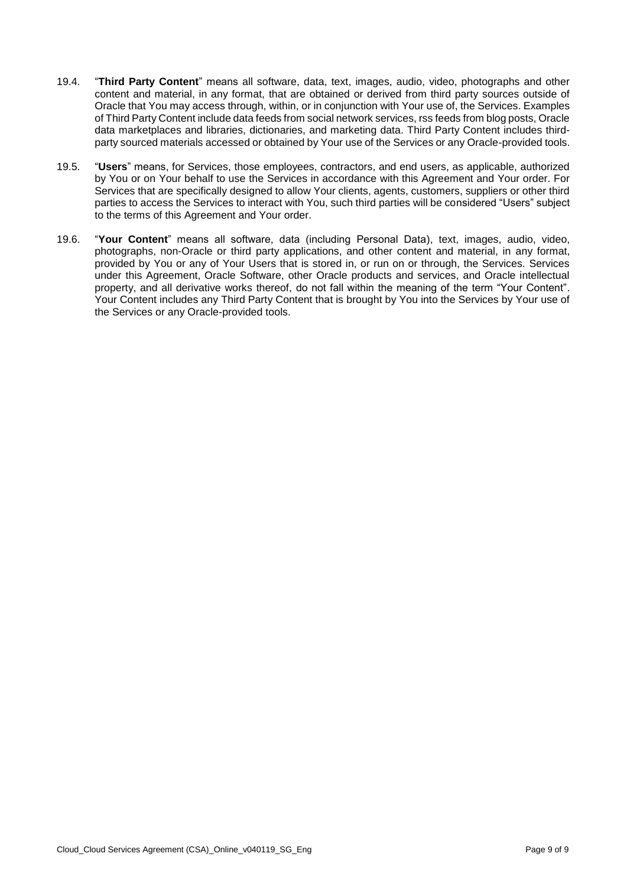19.4. "**Third Party Content**" means all software, data, text, images, audio, video, photographs and other content and material, in any format, that are obtained or derived from third party sources outside of Oracle that You may access through, within, or in conjunction with Your use of, the Services. Examples of Third Party Content include data feeds from social network services, rss feeds from blog posts, Oracle data marketplaces and libraries, dictionaries, and marketing data. Third Party Content includes third-party sourced materials accessed or obtained by Your use of the Services or any Oracle-provided tools.

19.5. "**Users**" means, for Services, those employees, contractors, and end users, as applicable, authorized by You or on Your behalf to use the Services in accordance with this Agreement and Your order. For Services that are specifically designed to allow Your clients, agents, customers, suppliers or other third parties to access the Services to interact with You, such third parties will be considered "Users" subject to the terms of this Agreement and Your order.

19.6. "**Your Content**" means all software, data (including Personal Data), text, images, audio, video, photographs, non-Oracle or third party applications, and other content and material, in any format, provided by You or any of Your Users that is stored in, or run on or through, the Services. Services under this Agreement, Oracle Software, other Oracle products and services, and Oracle intellectual property, and all derivative works thereof, do not fall within the meaning of the term "Your Content". Your Content includes any Third Party Content that is brought by You into the Services by Your use of the Services or any Oracle-provided tools.